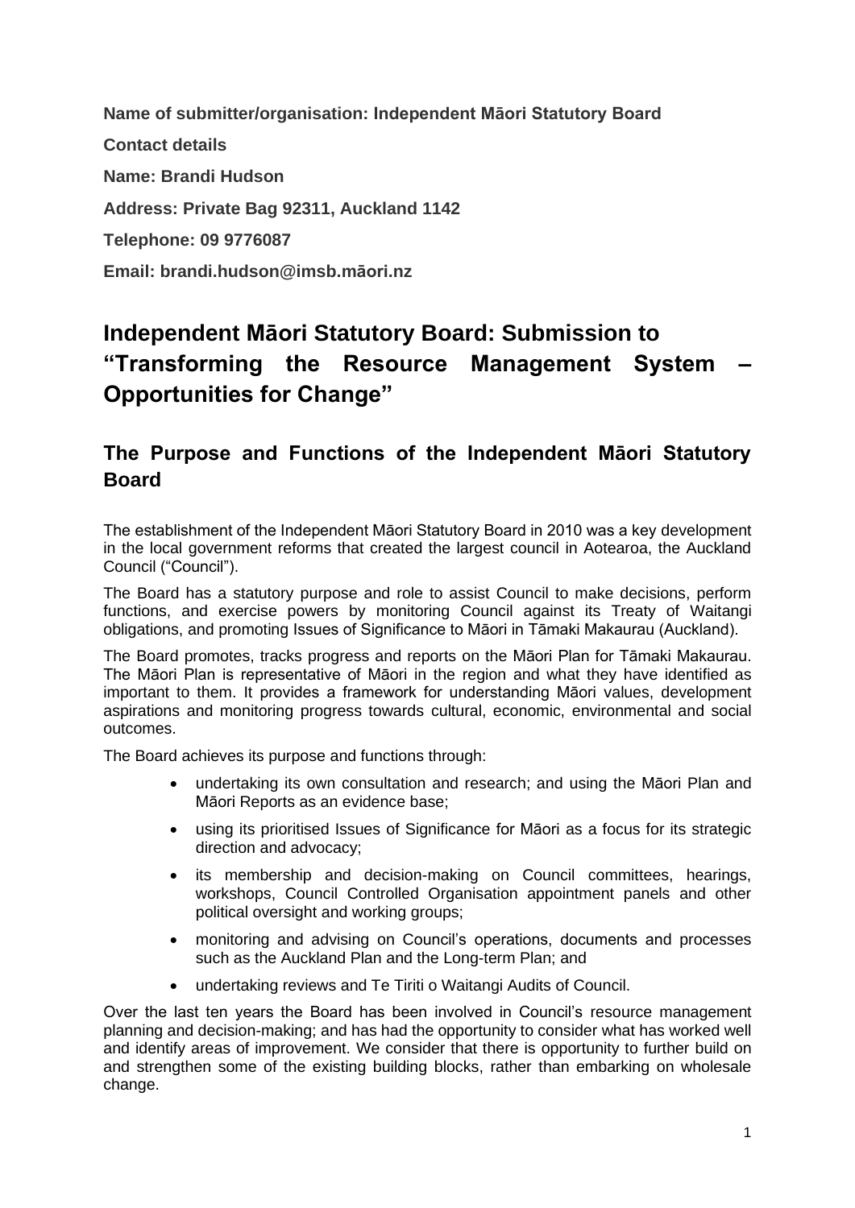**Name of submitter/organisation: Independent Māori Statutory Board**

**Contact details**

**Name: Brandi Hudson**

**Address: Private Bag 92311, Auckland 1142**

**Telephone: 09 9776087**

**Email: brandi.hudson@imsb.māori.nz**

# Independent Māori Statutory Board: Submission to "Transforming the Resource Management System – Opportunities for Change"

## The Purpose and Functions of the Independent Māori Statutory Board

The establishment of the Independent Māori Statutory Board in 2010 was a key development in the local government reforms that created the largest council in Aotearoa, the Auckland Council ("Council").

The Board has a statutory purpose and role to assist Council to make decisions, perform functions, and exercise powers by monitoring Council against its Treaty of Waitangi obligations, and promoting Issues of Significance to Māori in Tāmaki Makaurau (Auckland).

The Board promotes, tracks progress and reports on the Māori Plan for Tāmaki Makaurau. The Māori Plan is representative of Māori in the region and what they have identified as important to them. It provides a framework for understanding Māori values, development aspirations and monitoring progress towards cultural, economic, environmental and social outcomes.

The Board achieves its purpose and functions through:

- undertaking its own consultation and research; and using the Māori Plan and Māori Reports as an evidence base;
- using its prioritised Issues of Significance for Māori as a focus for its strategic direction and advocacy;
- its membership and decision-making on Council committees, hearings, workshops, Council Controlled Organisation appointment panels and other political oversight and working groups;
- monitoring and advising on Council's operations, documents and processes such as the Auckland Plan and the Long-term Plan; and
- undertaking reviews and Te Tiriti o Waitangi Audits of Council.

Over the last ten years the Board has been involved in Council's resource management planning and decision-making; and has had the opportunity to consider what has worked well and identify areas of improvement. We consider that there is opportunity to further build on and strengthen some of the existing building blocks, rather than embarking on wholesale change.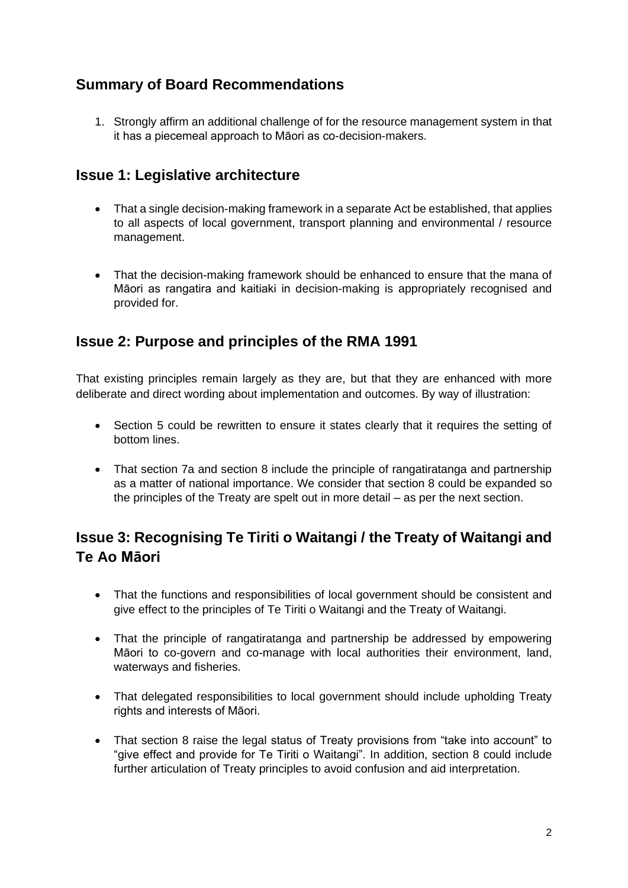## Summary of Board Recommendations

1. Strongly affirm an additional challenge of for the resource management system in that it has a piecemeal approach to Māori as co-decision-makers.

## Issue 1: Legislative architecture

- That a single decision-making framework in a separate Act be established, that applies to all aspects of local government, transport planning and environmental / resource management.

- That the decision-making framework should be enhanced to ensure that the mana of Māori as rangatira and kaitiaki in decision-making is appropriately recognised and provided for.

## Issue 2: Purpose and principles of the RMA 1991

That existing principles remain largely as they are, but that they are enhanced with more deliberate and direct wording about implementation and outcomes. By way of illustration:

- Section 5 could be rewritten to ensure it states clearly that it requires the setting of bottom lines.

- That section 7a and section 8 include the principle of rangatiratanga and partnership as a matter of national importance. We consider that section 8 could be expanded so the principles of the Treaty are spelt out in more detail – as per the next section.

## Issue 3: Recognising Te Tiriti o Waitangi / the Treaty of Waitangi and Te Ao Māori

- That the functions and responsibilities of local government should be consistent and give effect to the principles of Te Tiriti o Waitangi and the Treaty of Waitangi.

- That the principle of rangatiratanga and partnership be addressed by empowering Māori to co-govern and co-manage with local authorities their environment, land, waterways and fisheries.

- That delegated responsibilities to local government should include upholding Treaty rights and interests of Māori.

- That section 8 raise the legal status of Treaty provisions from "take into account" to "give effect and provide for Te Tiriti o Waitangi". In addition, section 8 could include further articulation of Treaty principles to avoid confusion and aid interpretation.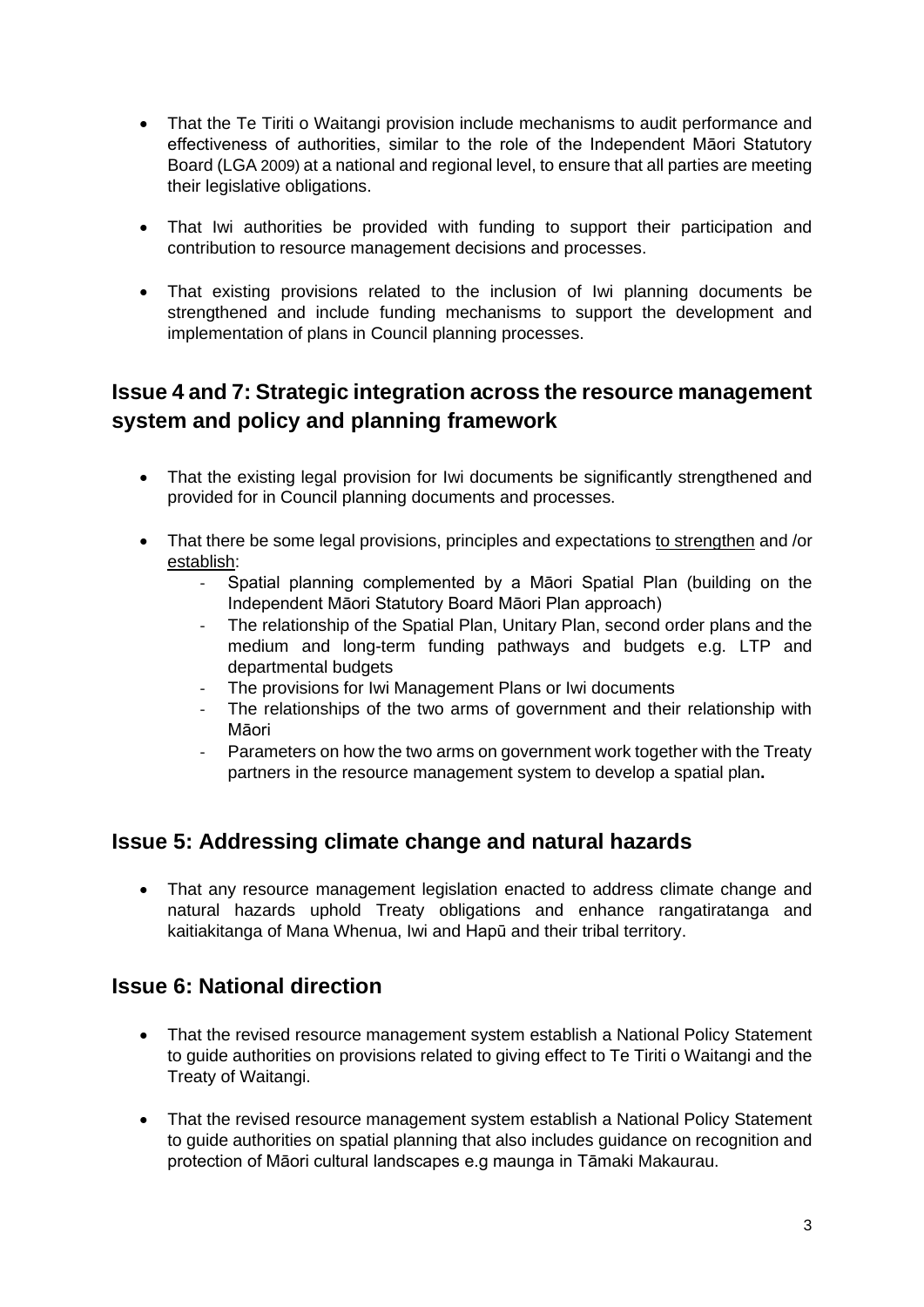- That the Te Tiriti o Waitangi provision include mechanisms to audit performance and effectiveness of authorities, similar to the role of the Independent Māori Statutory Board (LGA 2009) at a national and regional level, to ensure that all parties are meeting their legislative obligations.

- That Iwi authorities be provided with funding to support their participation and contribution to resource management decisions and processes.

- That existing provisions related to the inclusion of Iwi planning documents be strengthened and include funding mechanisms to support the development and implementation of plans in Council planning processes.

## Issue 4 and 7: Strategic integration across the resource management system and policy and planning framework

- That the existing legal provision for Iwi documents be significantly strengthened and provided for in Council planning documents and processes.

- That there be some legal provisions, principles and expectations <u>to strengthen</u> and /or <u>establish</u>:
  - Spatial planning complemented by a Māori Spatial Plan (building on the Independent Māori Statutory Board Māori Plan approach)
  - The relationship of the Spatial Plan, Unitary Plan, second order plans and the medium and long-term funding pathways and budgets e.g. LTP and departmental budgets
  - The provisions for Iwi Management Plans or Iwi documents
  - The relationships of the two arms of government and their relationship with Māori
  - Parameters on how the two arms on government work together with the Treaty partners in the resource management system to develop a spatial plan**.**

## Issue 5: Addressing climate change and natural hazards

- That any resource management legislation enacted to address climate change and natural hazards uphold Treaty obligations and enhance rangatiratanga and kaitiakitanga of Mana Whenua, Iwi and Hapū and their tribal territory.

## Issue 6: National direction

- That the revised resource management system establish a National Policy Statement to guide authorities on provisions related to giving effect to Te Tiriti o Waitangi and the Treaty of Waitangi.

- That the revised resource management system establish a National Policy Statement to guide authorities on spatial planning that also includes guidance on recognition and protection of Māori cultural landscapes e.g maunga in Tāmaki Makaurau.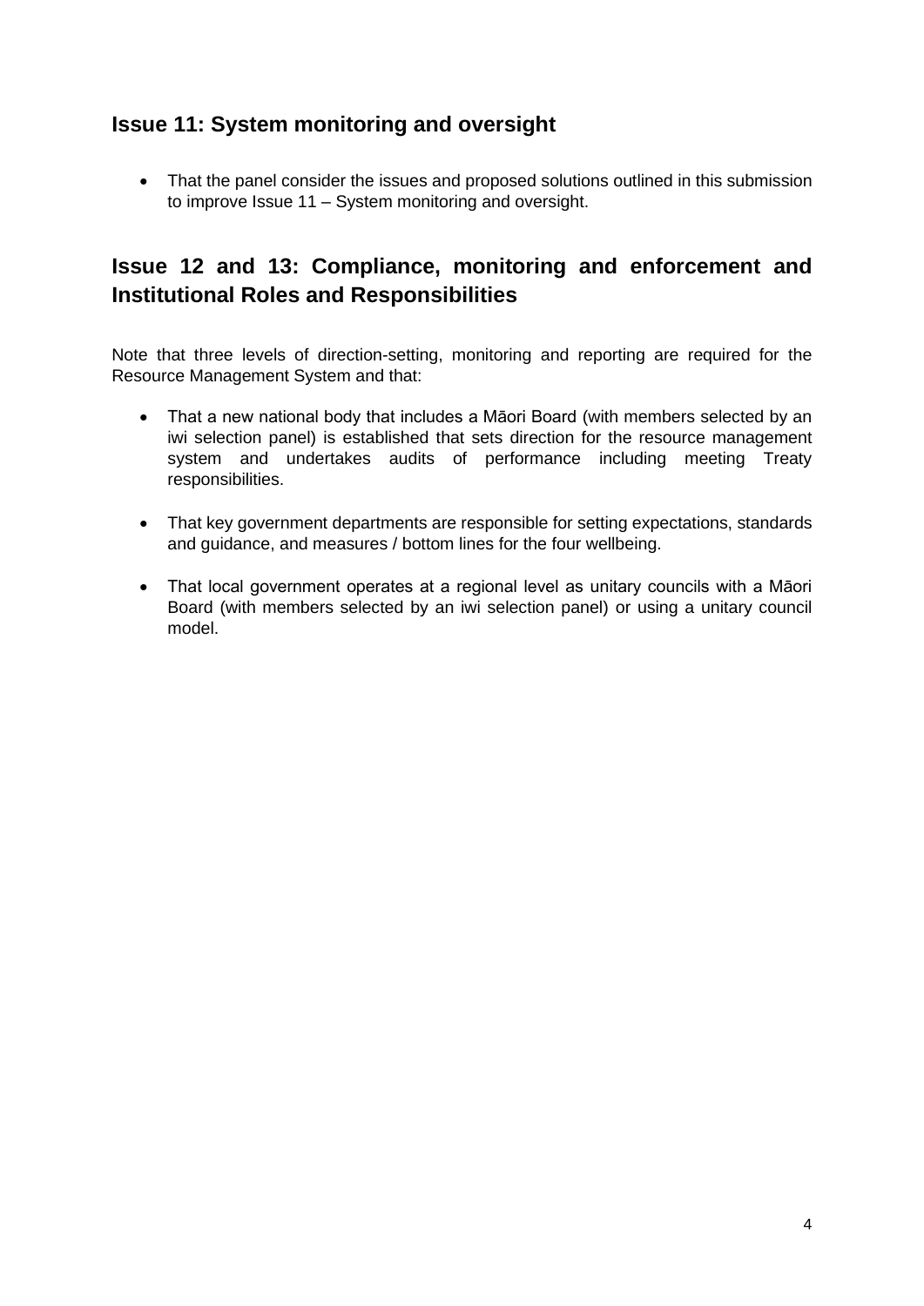## Issue 11: System monitoring and oversight

- That the panel consider the issues and proposed solutions outlined in this submission to improve Issue 11 – System monitoring and oversight.

## Issue 12 and 13: Compliance, monitoring and enforcement and Institutional Roles and Responsibilities

Note that three levels of direction-setting, monitoring and reporting are required for the Resource Management System and that:

- That a new national body that includes a Māori Board (with members selected by an iwi selection panel) is established that sets direction for the resource management system and undertakes audits of performance including meeting Treaty responsibilities.

- That key government departments are responsible for setting expectations, standards and guidance, and measures / bottom lines for the four wellbeing.

- That local government operates at a regional level as unitary councils with a Māori Board (with members selected by an iwi selection panel) or using a unitary council model.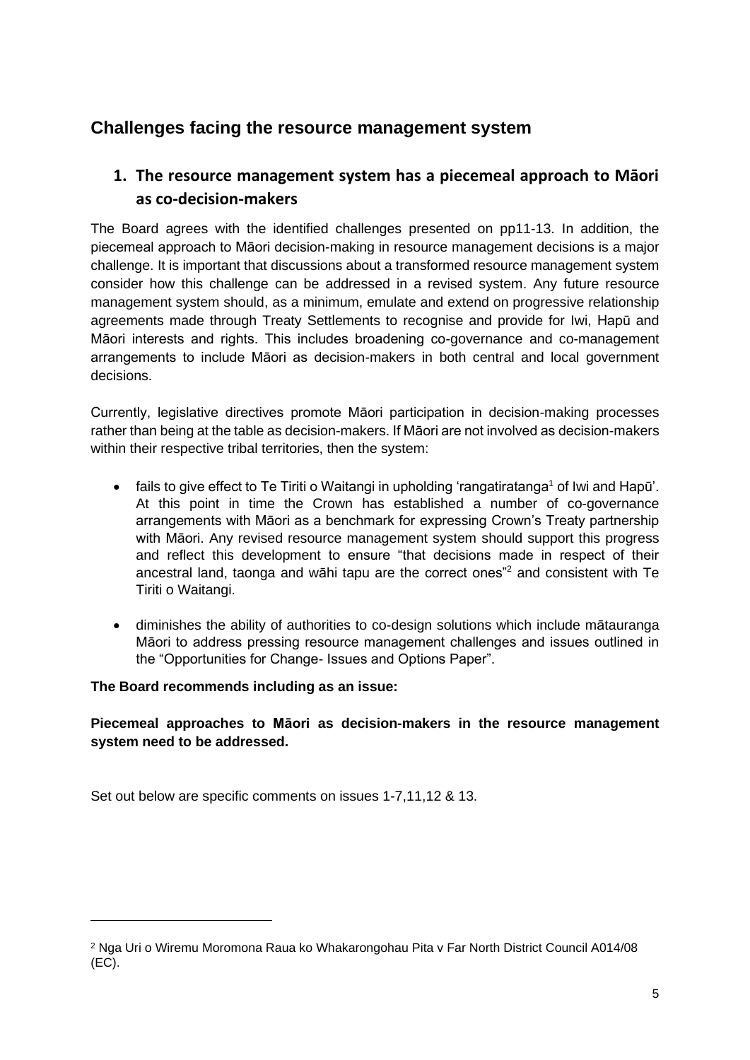## Challenges facing the resource management system

### 1. The resource management system has a piecemeal approach to Māori as co-decision-makers

The Board agrees with the identified challenges presented on pp11-13. In addition, the piecemeal approach to Māori decision-making in resource management decisions is a major challenge. It is important that discussions about a transformed resource management system consider how this challenge can be addressed in a revised system. Any future resource management system should, as a minimum, emulate and extend on progressive relationship agreements made through Treaty Settlements to recognise and provide for Iwi, Hapū and Māori interests and rights. This includes broadening co-governance and co-management arrangements to include Māori as decision-makers in both central and local government decisions.

Currently, legislative directives promote Māori participation in decision-making processes rather than being at the table as decision-makers. If Māori are not involved as decision-makers within their respective tribal territories, then the system:

- fails to give effect to Te Tiriti o Waitangi in upholding 'rangatiratanga[1] of Iwi and Hapū'. At this point in time the Crown has established a number of co-governance arrangements with Māori as a benchmark for expressing Crown's Treaty partnership with Māori. Any revised resource management system should support this progress and reflect this development to ensure "that decisions made in respect of their ancestral land, taonga and wāhi tapu are the correct ones"[2] and consistent with Te Tiriti o Waitangi.
- diminishes the ability of authorities to co-design solutions which include mātauranga Māori to address pressing resource management challenges and issues outlined in the "Opportunities for Change- Issues and Options Paper".

**The Board recommends including as an issue:**

**Piecemeal approaches to Māori as decision-makers in the resource management system need to be addressed.**

Set out below are specific comments on issues 1-7,11,12 & 13.

---

[2] Nga Uri o Wiremu Moromona Raua ko Whakarongohau Pita v Far North District Council A014/08 (EC).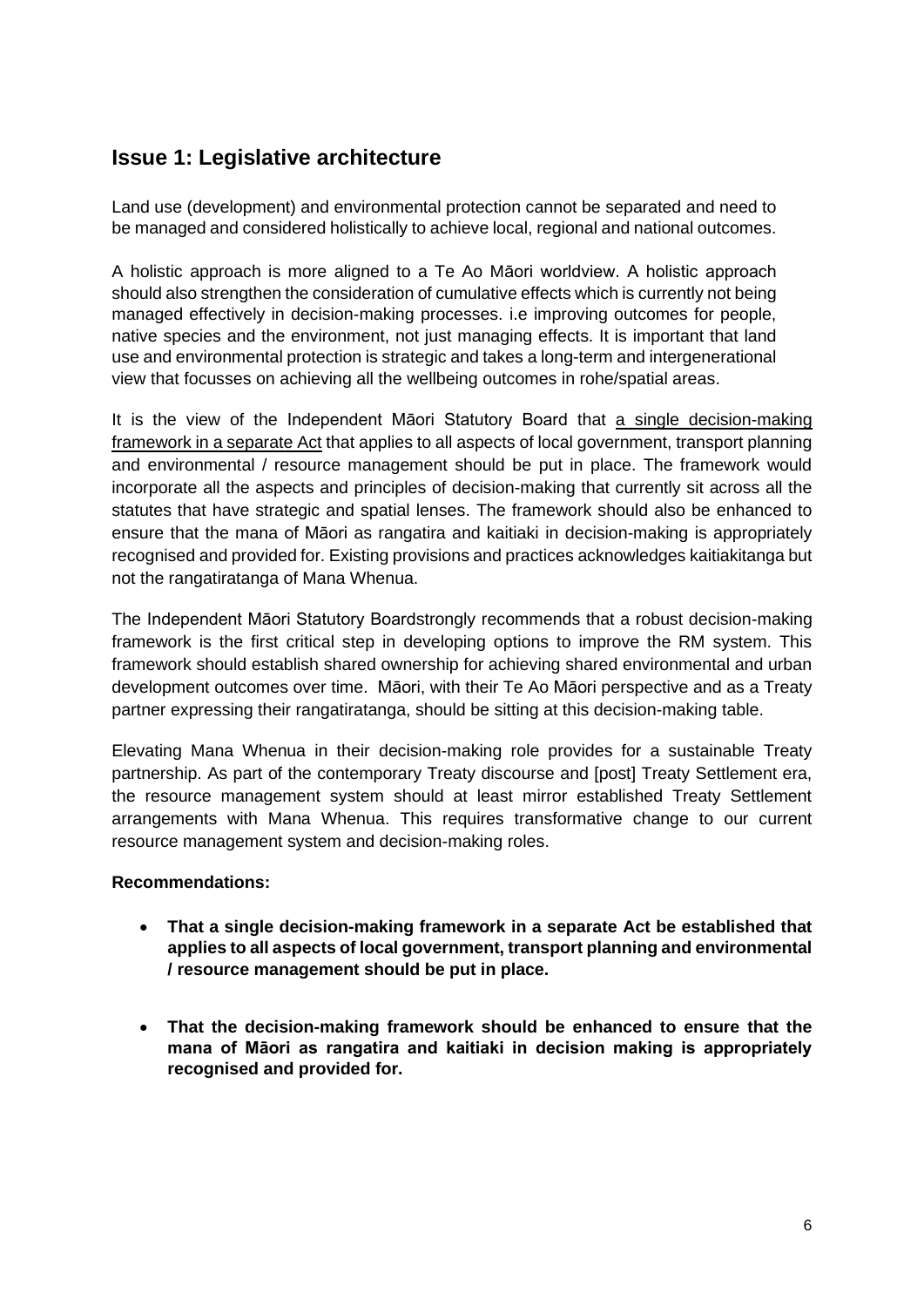## Issue 1: Legislative architecture

Land use (development) and environmental protection cannot be separated and need to be managed and considered holistically to achieve local, regional and national outcomes.

A holistic approach is more aligned to a Te Ao Māori worldview. A holistic approach should also strengthen the consideration of cumulative effects which is currently not being managed effectively in decision-making processes. i.e improving outcomes for people, native species and the environment, not just managing effects. It is important that land use and environmental protection is strategic and takes a long-term and intergenerational view that focusses on achieving all the wellbeing outcomes in rohe/spatial areas.

It is the view of the Independent Māori Statutory Board that <u>a single decision-making framework in a separate Act</u> that applies to all aspects of local government, transport planning and environmental / resource management should be put in place. The framework would incorporate all the aspects and principles of decision-making that currently sit across all the statutes that have strategic and spatial lenses. The framework should also be enhanced to ensure that the mana of Māori as rangatira and kaitiaki in decision-making is appropriately recognised and provided for. Existing provisions and practices acknowledges kaitiakitanga but not the rangatiratanga of Mana Whenua.

The Independent Māori Statutory Boardstrongly recommends that a robust decision-making framework is the first critical step in developing options to improve the RM system. This framework should establish shared ownership for achieving shared environmental and urban development outcomes over time. Māori, with their Te Ao Māori perspective and as a Treaty partner expressing their rangatiratanga, should be sitting at this decision-making table.

Elevating Mana Whenua in their decision-making role provides for a sustainable Treaty partnership. As part of the contemporary Treaty discourse and [post] Treaty Settlement era, the resource management system should at least mirror established Treaty Settlement arrangements with Mana Whenua. This requires transformative change to our current resource management system and decision-making roles.

**Recommendations:**

- **That a single decision-making framework in a separate Act be established that applies to all aspects of local government, transport planning and environmental / resource management should be put in place.**
- **That the decision-making framework should be enhanced to ensure that the mana of Māori as rangatira and kaitiaki in decision making is appropriately recognised and provided for.**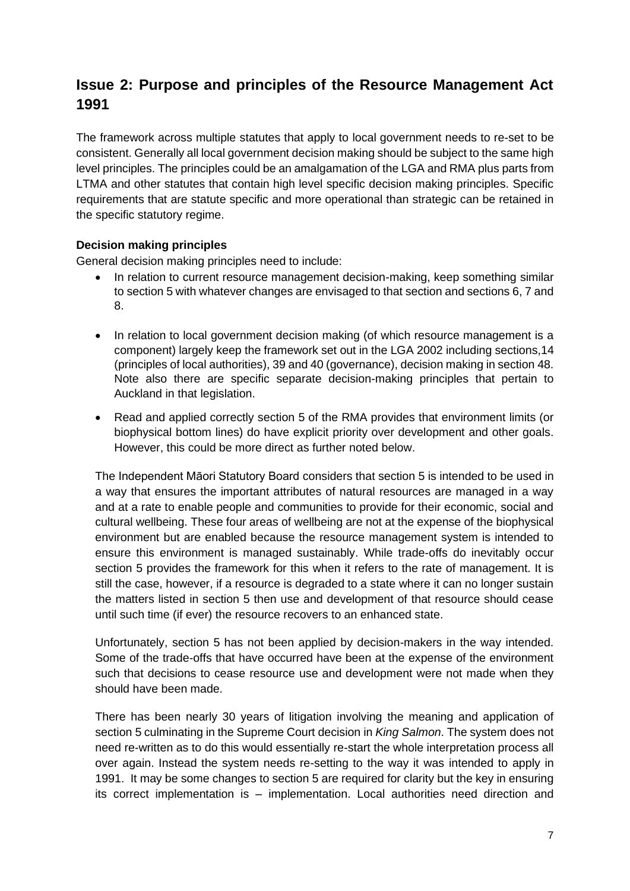## Issue 2: Purpose and principles of the Resource Management Act 1991

The framework across multiple statutes that apply to local government needs to re-set to be consistent. Generally all local government decision making should be subject to the same high level principles. The principles could be an amalgamation of the LGA and RMA plus parts from LTMA and other statutes that contain high level specific decision making principles. Specific requirements that are statute specific and more operational than strategic can be retained in the specific statutory regime.

**Decision making principles**

General decision making principles need to include:

- In relation to current resource management decision-making, keep something similar to section 5 with whatever changes are envisaged to that section and sections 6, 7 and 8.

- In relation to local government decision making (of which resource management is a component) largely keep the framework set out in the LGA 2002 including sections,14 (principles of local authorities), 39 and 40 (governance), decision making in section 48. Note also there are specific separate decision-making principles that pertain to Auckland in that legislation.

- Read and applied correctly section 5 of the RMA provides that environment limits (or biophysical bottom lines) do have explicit priority over development and other goals. However, this could be more direct as further noted below.

The Independent Māori Statutory Board considers that section 5 is intended to be used in a way that ensures the important attributes of natural resources are managed in a way and at a rate to enable people and communities to provide for their economic, social and cultural wellbeing. These four areas of wellbeing are not at the expense of the biophysical environment but are enabled because the resource management system is intended to ensure this environment is managed sustainably. While trade-offs do inevitably occur section 5 provides the framework for this when it refers to the rate of management. It is still the case, however, if a resource is degraded to a state where it can no longer sustain the matters listed in section 5 then use and development of that resource should cease until such time (if ever) the resource recovers to an enhanced state.

Unfortunately, section 5 has not been applied by decision-makers in the way intended. Some of the trade-offs that have occurred have been at the expense of the environment such that decisions to cease resource use and development were not made when they should have been made.

There has been nearly 30 years of litigation involving the meaning and application of section 5 culminating in the Supreme Court decision in *King Salmon*. The system does not need re-written as to do this would essentially re-start the whole interpretation process all over again. Instead the system needs re-setting to the way it was intended to apply in 1991. It may be some changes to section 5 are required for clarity but the key in ensuring its correct implementation is – implementation. Local authorities need direction and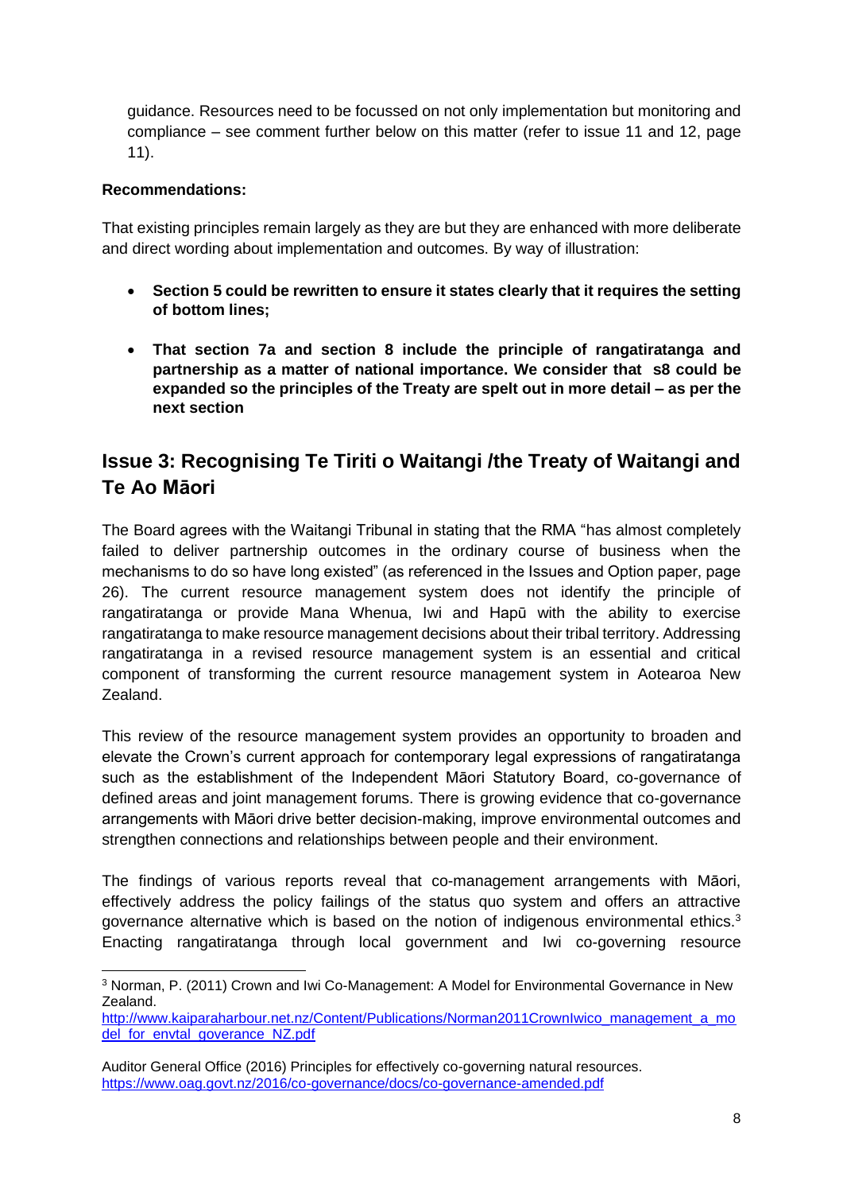guidance. Resources need to be focussed on not only implementation but monitoring and compliance – see comment further below on this matter (refer to issue 11 and 12, page 11).

**Recommendations:**

That existing principles remain largely as they are but they are enhanced with more deliberate and direct wording about implementation and outcomes. By way of illustration:

- **Section 5 could be rewritten to ensure it states clearly that it requires the setting of bottom lines;**
- **That section 7a and section 8 include the principle of rangatiratanga and partnership as a matter of national importance. We consider that s8 could be expanded so the principles of the Treaty are spelt out in more detail – as per the next section**

## Issue 3: Recognising Te Tiriti o Waitangi /the Treaty of Waitangi and Te Ao Māori

The Board agrees with the Waitangi Tribunal in stating that the RMA "has almost completely failed to deliver partnership outcomes in the ordinary course of business when the mechanisms to do so have long existed" (as referenced in the Issues and Option paper, page 26). The current resource management system does not identify the principle of rangatiratanga or provide Mana Whenua, Iwi and Hapū with the ability to exercise rangatiratanga to make resource management decisions about their tribal territory. Addressing rangatiratanga in a revised resource management system is an essential and critical component of transforming the current resource management system in Aotearoa New Zealand.

This review of the resource management system provides an opportunity to broaden and elevate the Crown's current approach for contemporary legal expressions of rangatiratanga such as the establishment of the Independent Māori Statutory Board, co-governance of defined areas and joint management forums. There is growing evidence that co-governance arrangements with Māori drive better decision-making, improve environmental outcomes and strengthen connections and relationships between people and their environment.

The findings of various reports reveal that co-management arrangements with Māori, effectively address the policy failings of the status quo system and offers an attractive governance alternative which is based on the notion of indigenous environmental ethics.[3] Enacting rangatiratanga through local government and Iwi co-governing resource

---

[3] Norman, P. (2011) Crown and Iwi Co-Management: A Model for Environmental Governance in New Zealand. http://www.kaiparaharbour.net.nz/Content/Publications/Norman2011CrownIwico_management_a_model_for_envtal_goverance_NZ.pdf

Auditor General Office (2016) Principles for effectively co-governing natural resources. https://www.oag.govt.nz/2016/co-governance/docs/co-governance-amended.pdf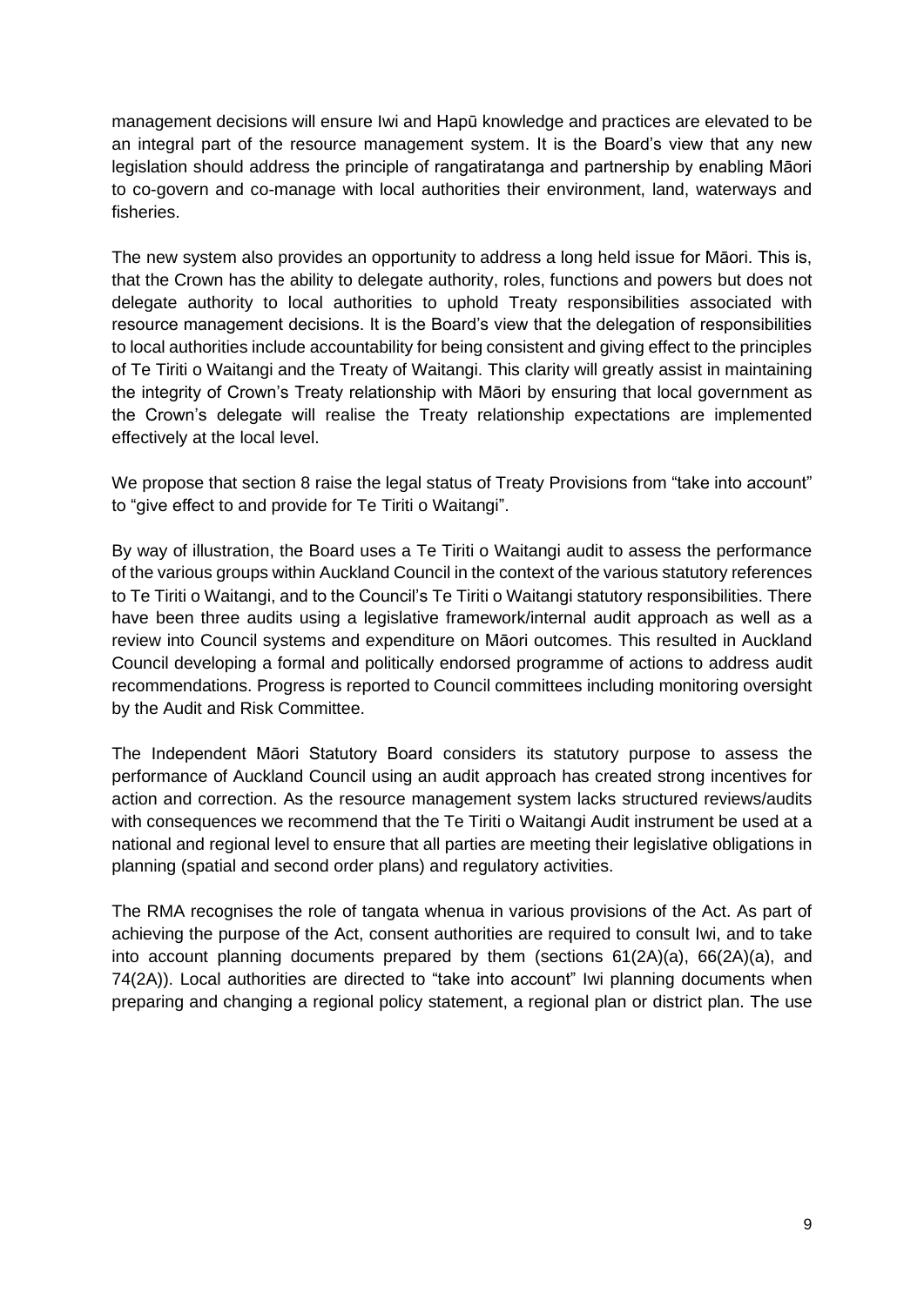management decisions will ensure Iwi and Hapū knowledge and practices are elevated to be an integral part of the resource management system. It is the Board's view that any new legislation should address the principle of rangatiratanga and partnership by enabling Māori to co-govern and co-manage with local authorities their environment, land, waterways and fisheries.

The new system also provides an opportunity to address a long held issue for Māori. This is, that the Crown has the ability to delegate authority, roles, functions and powers but does not delegate authority to local authorities to uphold Treaty responsibilities associated with resource management decisions. It is the Board's view that the delegation of responsibilities to local authorities include accountability for being consistent and giving effect to the principles of Te Tiriti o Waitangi and the Treaty of Waitangi. This clarity will greatly assist in maintaining the integrity of Crown's Treaty relationship with Māori by ensuring that local government as the Crown's delegate will realise the Treaty relationship expectations are implemented effectively at the local level.

We propose that section 8 raise the legal status of Treaty Provisions from "take into account" to "give effect to and provide for Te Tiriti o Waitangi".

By way of illustration, the Board uses a Te Tiriti o Waitangi audit to assess the performance of the various groups within Auckland Council in the context of the various statutory references to Te Tiriti o Waitangi, and to the Council's Te Tiriti o Waitangi statutory responsibilities. There have been three audits using a legislative framework/internal audit approach as well as a review into Council systems and expenditure on Māori outcomes. This resulted in Auckland Council developing a formal and politically endorsed programme of actions to address audit recommendations. Progress is reported to Council committees including monitoring oversight by the Audit and Risk Committee.

The Independent Māori Statutory Board considers its statutory purpose to assess the performance of Auckland Council using an audit approach has created strong incentives for action and correction. As the resource management system lacks structured reviews/audits with consequences we recommend that the Te Tiriti o Waitangi Audit instrument be used at a national and regional level to ensure that all parties are meeting their legislative obligations in planning (spatial and second order plans) and regulatory activities.

The RMA recognises the role of tangata whenua in various provisions of the Act. As part of achieving the purpose of the Act, consent authorities are required to consult Iwi, and to take into account planning documents prepared by them (sections 61(2A)(a), 66(2A)(a), and 74(2A)). Local authorities are directed to "take into account" Iwi planning documents when preparing and changing a regional policy statement, a regional plan or district plan. The use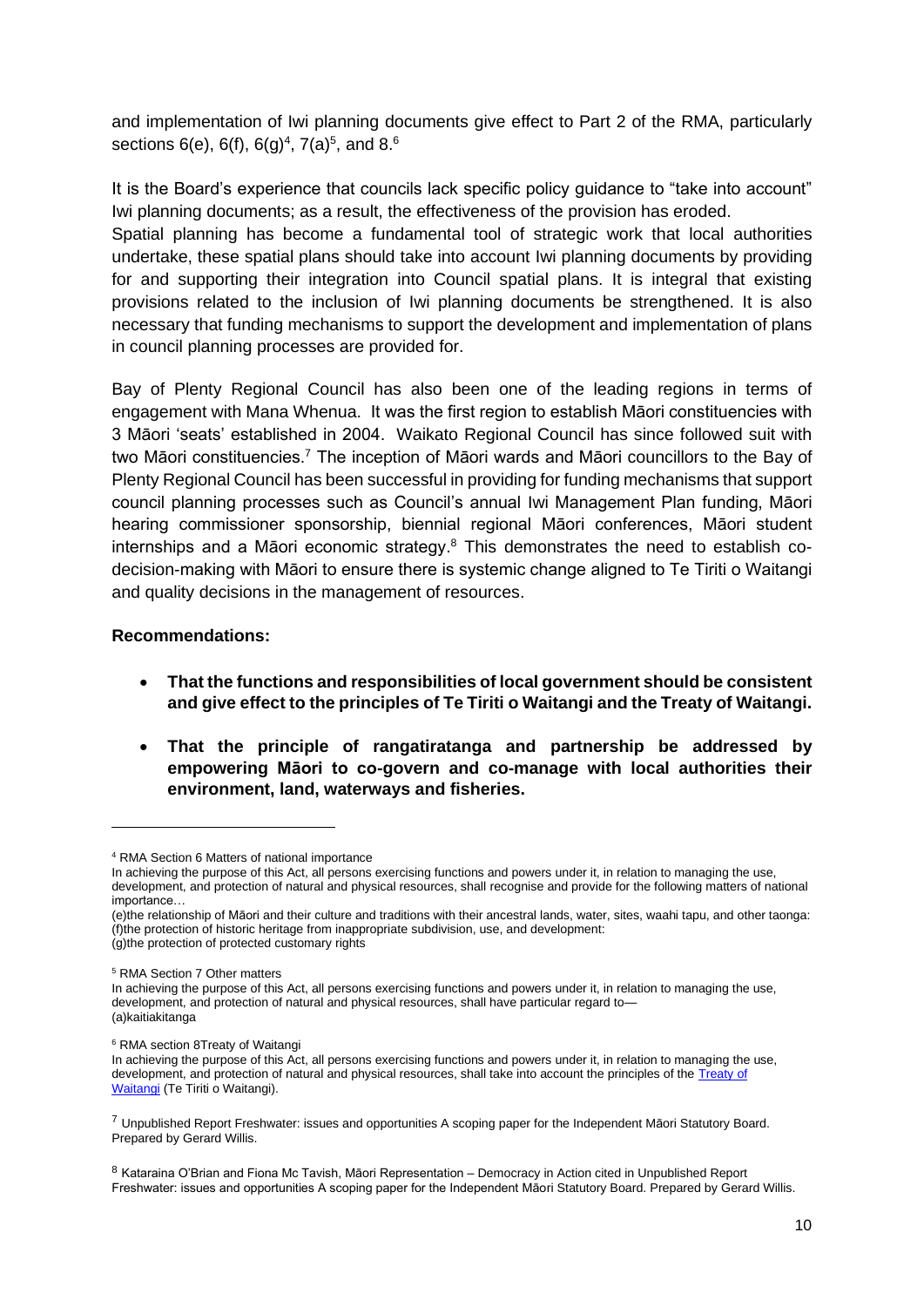and implementation of Iwi planning documents give effect to Part 2 of the RMA, particularly sections 6(e), 6(f), 6(g)[4], 7(a)[5], and 8.[6]

It is the Board's experience that councils lack specific policy guidance to "take into account" Iwi planning documents; as a result, the effectiveness of the provision has eroded.
Spatial planning has become a fundamental tool of strategic work that local authorities undertake, these spatial plans should take into account Iwi planning documents by providing for and supporting their integration into Council spatial plans. It is integral that existing provisions related to the inclusion of Iwi planning documents be strengthened. It is also necessary that funding mechanisms to support the development and implementation of plans in council planning processes are provided for.

Bay of Plenty Regional Council has also been one of the leading regions in terms of engagement with Mana Whenua. It was the first region to establish Māori constituencies with 3 Māori 'seats' established in 2004. Waikato Regional Council has since followed suit with two Māori constituencies.[7] The inception of Māori wards and Māori councillors to the Bay of Plenty Regional Council has been successful in providing for funding mechanisms that support council planning processes such as Council's annual Iwi Management Plan funding, Māori hearing commissioner sponsorship, biennial regional Māori conferences, Māori student internships and a Māori economic strategy.[8] This demonstrates the need to establish co-decision-making with Māori to ensure there is systemic change aligned to Te Tiriti o Waitangi and quality decisions in the management of resources.

**Recommendations:**

- **That the functions and responsibilities of local government should be consistent and give effect to the principles of Te Tiriti o Waitangi and the Treaty of Waitangi.**
- **That the principle of rangatiratanga and partnership be addressed by empowering Māori to co-govern and co-manage with local authorities their environment, land, waterways and fisheries.**

---

[4] RMA Section 6 Matters of national importance
In achieving the purpose of this Act, all persons exercising functions and powers under it, in relation to managing the use, development, and protection of natural and physical resources, shall recognise and provide for the following matters of national importance…
(e)the relationship of Māori and their culture and traditions with their ancestral lands, water, sites, waahi tapu, and other taonga:
(f)the protection of historic heritage from inappropriate subdivision, use, and development:
(g)the protection of protected customary rights

[5] RMA Section 7 Other matters
In achieving the purpose of this Act, all persons exercising functions and powers under it, in relation to managing the use, development, and protection of natural and physical resources, shall have particular regard to—
(a)kaitiakitanga

[6] RMA section 8Treaty of Waitangi
In achieving the purpose of this Act, all persons exercising functions and powers under it, in relation to managing the use, development, and protection of natural and physical resources, shall take into account the principles of the Treaty of Waitangi (Te Tiriti o Waitangi).

[7] Unpublished Report Freshwater: issues and opportunities A scoping paper for the Independent Māori Statutory Board. Prepared by Gerard Willis.

[8] Kataraina O'Brian and Fiona Mc Tavish, Māori Representation – Democracy in Action cited in Unpublished Report Freshwater: issues and opportunities A scoping paper for the Independent Māori Statutory Board. Prepared by Gerard Willis.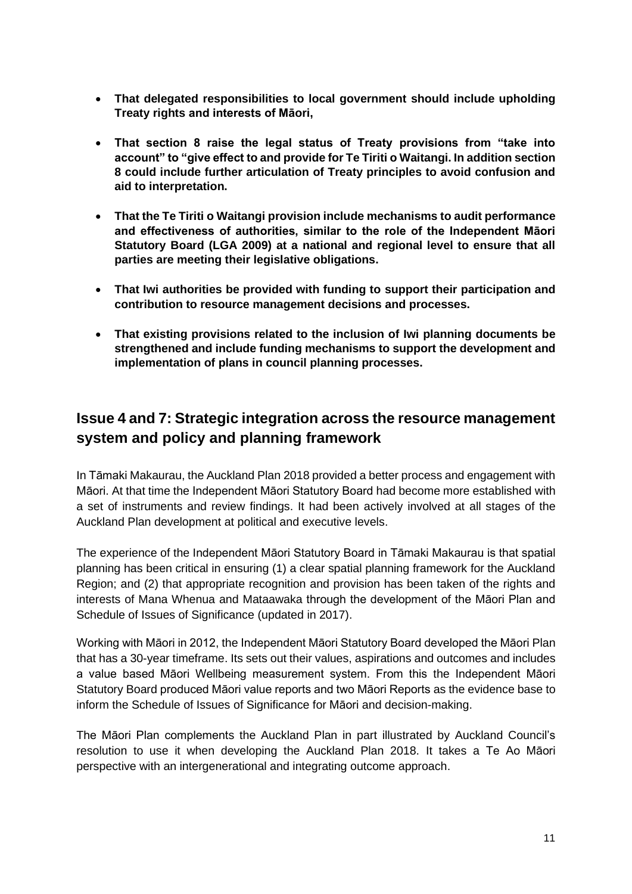- **That delegated responsibilities to local government should include upholding Treaty rights and interests of Māori,**

- **That section 8 raise the legal status of Treaty provisions from "take into account" to "give effect to and provide for Te Tiriti o Waitangi. In addition section 8 could include further articulation of Treaty principles to avoid confusion and aid to interpretation.**

- **That the Te Tiriti o Waitangi provision include mechanisms to audit performance and effectiveness of authorities, similar to the role of the Independent Māori Statutory Board (LGA 2009) at a national and regional level to ensure that all parties are meeting their legislative obligations.**

- **That Iwi authorities be provided with funding to support their participation and contribution to resource management decisions and processes.**

- **That existing provisions related to the inclusion of Iwi planning documents be strengthened and include funding mechanisms to support the development and implementation of plans in council planning processes.**

## Issue 4 and 7: Strategic integration across the resource management system and policy and planning framework

In Tāmaki Makaurau, the Auckland Plan 2018 provided a better process and engagement with Māori. At that time the Independent Māori Statutory Board had become more established with a set of instruments and review findings. It had been actively involved at all stages of the Auckland Plan development at political and executive levels.

The experience of the Independent Māori Statutory Board in Tāmaki Makaurau is that spatial planning has been critical in ensuring (1) a clear spatial planning framework for the Auckland Region; and (2) that appropriate recognition and provision has been taken of the rights and interests of Mana Whenua and Mataawaka through the development of the Māori Plan and Schedule of Issues of Significance (updated in 2017).

Working with Māori in 2012, the Independent Māori Statutory Board developed the Māori Plan that has a 30-year timeframe. Its sets out their values, aspirations and outcomes and includes a value based Māori Wellbeing measurement system. From this the Independent Māori Statutory Board produced Māori value reports and two Māori Reports as the evidence base to inform the Schedule of Issues of Significance for Māori and decision-making.

The Māori Plan complements the Auckland Plan in part illustrated by Auckland Council's resolution to use it when developing the Auckland Plan 2018. It takes a Te Ao Māori perspective with an intergenerational and integrating outcome approach.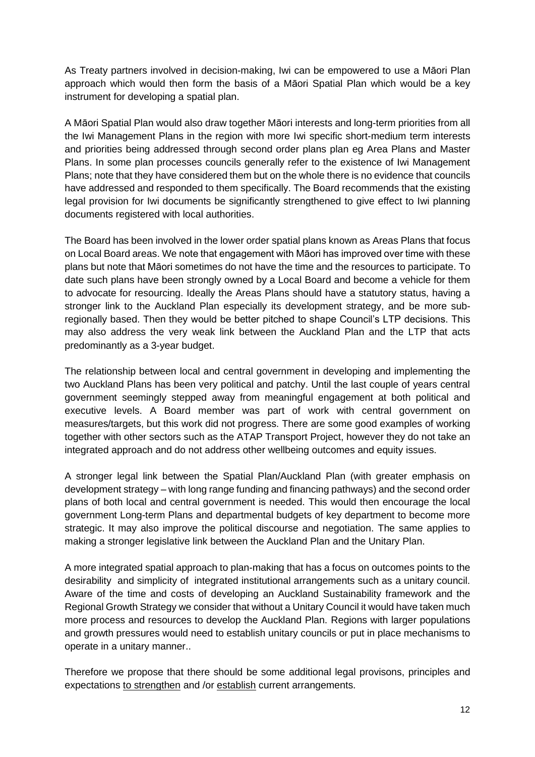As Treaty partners involved in decision-making, Iwi can be empowered to use a Māori Plan approach which would then form the basis of a Māori Spatial Plan which would be a key instrument for developing a spatial plan.

A Māori Spatial Plan would also draw together Māori interests and long-term priorities from all the Iwi Management Plans in the region with more Iwi specific short-medium term interests and priorities being addressed through second order plans plan eg Area Plans and Master Plans. In some plan processes councils generally refer to the existence of Iwi Management Plans; note that they have considered them but on the whole there is no evidence that councils have addressed and responded to them specifically. The Board recommends that the existing legal provision for Iwi documents be significantly strengthened to give effect to Iwi planning documents registered with local authorities.

The Board has been involved in the lower order spatial plans known as Areas Plans that focus on Local Board areas. We note that engagement with Māori has improved over time with these plans but note that Māori sometimes do not have the time and the resources to participate. To date such plans have been strongly owned by a Local Board and become a vehicle for them to advocate for resourcing. Ideally the Areas Plans should have a statutory status, having a stronger link to the Auckland Plan especially its development strategy, and be more sub-regionally based. Then they would be better pitched to shape Council's LTP decisions. This may also address the very weak link between the Auckland Plan and the LTP that acts predominantly as a 3-year budget.

The relationship between local and central government in developing and implementing the two Auckland Plans has been very political and patchy. Until the last couple of years central government seemingly stepped away from meaningful engagement at both political and executive levels. A Board member was part of work with central government on measures/targets, but this work did not progress. There are some good examples of working together with other sectors such as the ATAP Transport Project, however they do not take an integrated approach and do not address other wellbeing outcomes and equity issues.

A stronger legal link between the Spatial Plan/Auckland Plan (with greater emphasis on development strategy – with long range funding and financing pathways) and the second order plans of both local and central government is needed. This would then encourage the local government Long-term Plans and departmental budgets of key department to become more strategic. It may also improve the political discourse and negotiation. The same applies to making a stronger legislative link between the Auckland Plan and the Unitary Plan.

A more integrated spatial approach to plan-making that has a focus on outcomes points to the desirability and simplicity of integrated institutional arrangements such as a unitary council. Aware of the time and costs of developing an Auckland Sustainability framework and the Regional Growth Strategy we consider that without a Unitary Council it would have taken much more process and resources to develop the Auckland Plan. Regions with larger populations and growth pressures would need to establish unitary councils or put in place mechanisms to operate in a unitary manner..

Therefore we propose that there should be some additional legal provisons, principles and expectations <u>to strengthen</u> and /or <u>establish</u> current arrangements.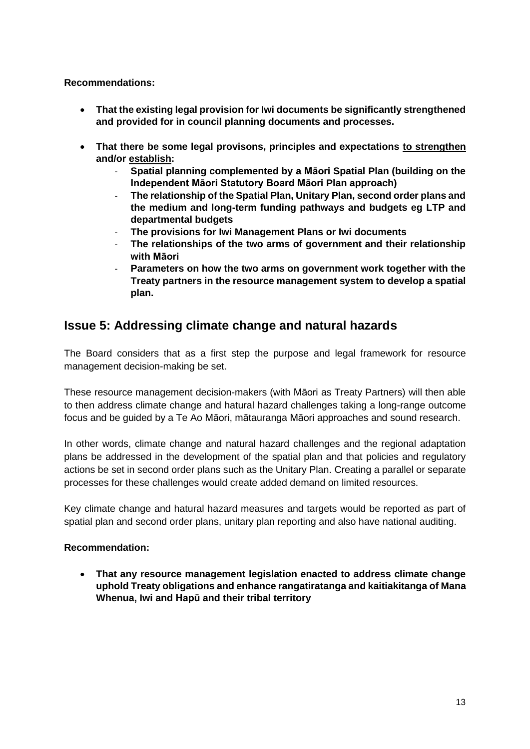**Recommendations:**

- **That the existing legal provision for Iwi documents be significantly strengthened and provided for in council planning documents and processes.**

- **That there be some legal provisons, principles and expectations <u>to strengthen</u> and/or <u>establish</u>:**
  - **Spatial planning complemented by a Māori Spatial Plan (building on the Independent Māori Statutory Board Māori Plan approach)**
  - **The relationship of the Spatial Plan, Unitary Plan, second order plans and the medium and long-term funding pathways and budgets eg LTP and departmental budgets**
  - **The provisions for Iwi Management Plans or Iwi documents**
  - **The relationships of the two arms of government and their relationship with Māori**
  - **Parameters on how the two arms on government work together with the Treaty partners in the resource management system to develop a spatial plan.**

## Issue 5: Addressing climate change and natural hazards

The Board considers that as a first step the purpose and legal framework for resource management decision-making be set.

These resource management decision-makers (with Māori as Treaty Partners) will then able to then address climate change and hatural hazard challenges taking a long-range outcome focus and be guided by a Te Ao Māori, mātauranga Māori approaches and sound research.

In other words, climate change and natural hazard challenges and the regional adaptation plans be addressed in the development of the spatial plan and that policies and regulatory actions be set in second order plans such as the Unitary Plan. Creating a parallel or separate processes for these challenges would create added demand on limited resources.

Key climate change and hatural hazard measures and targets would be reported as part of spatial plan and second order plans, unitary plan reporting and also have national auditing.

**Recommendation:**

- **That any resource management legislation enacted to address climate change uphold Treaty obligations and enhance rangatiratanga and kaitiakitanga of Mana Whenua, Iwi and Hapū and their tribal territory**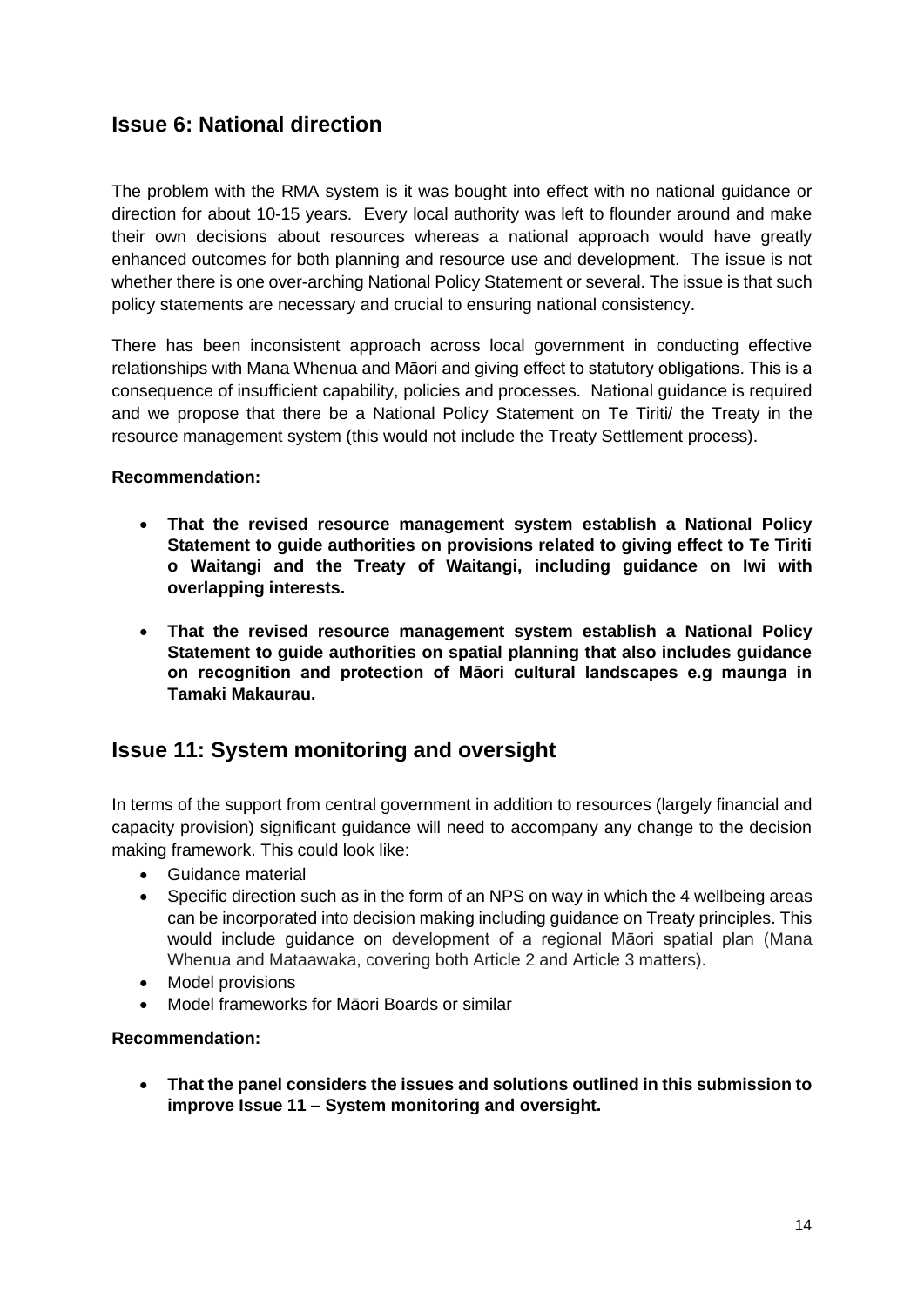## Issue 6: National direction

The problem with the RMA system is it was bought into effect with no national guidance or direction for about 10-15 years. Every local authority was left to flounder around and make their own decisions about resources whereas a national approach would have greatly enhanced outcomes for both planning and resource use and development. The issue is not whether there is one over-arching National Policy Statement or several. The issue is that such policy statements are necessary and crucial to ensuring national consistency.

There has been inconsistent approach across local government in conducting effective relationships with Mana Whenua and Māori and giving effect to statutory obligations. This is a consequence of insufficient capability, policies and processes. National guidance is required and we propose that there be a National Policy Statement on Te Tiriti/ the Treaty in the resource management system (this would not include the Treaty Settlement process).

**Recommendation:**

- **That the revised resource management system establish a National Policy Statement to guide authorities on provisions related to giving effect to Te Tiriti o Waitangi and the Treaty of Waitangi, including guidance on Iwi with overlapping interests.**
- **That the revised resource management system establish a National Policy Statement to guide authorities on spatial planning that also includes guidance on recognition and protection of Māori cultural landscapes e.g maunga in Tamaki Makaurau.**

## Issue 11: System monitoring and oversight

In terms of the support from central government in addition to resources (largely financial and capacity provision) significant guidance will need to accompany any change to the decision making framework. This could look like:

- Guidance material
- Specific direction such as in the form of an NPS on way in which the 4 wellbeing areas can be incorporated into decision making including guidance on Treaty principles. This would include guidance on development of a regional Māori spatial plan (Mana Whenua and Mataawaka, covering both Article 2 and Article 3 matters).
- Model provisions
- Model frameworks for Māori Boards or similar

**Recommendation:**

- **That the panel considers the issues and solutions outlined in this submission to improve Issue 11 – System monitoring and oversight.**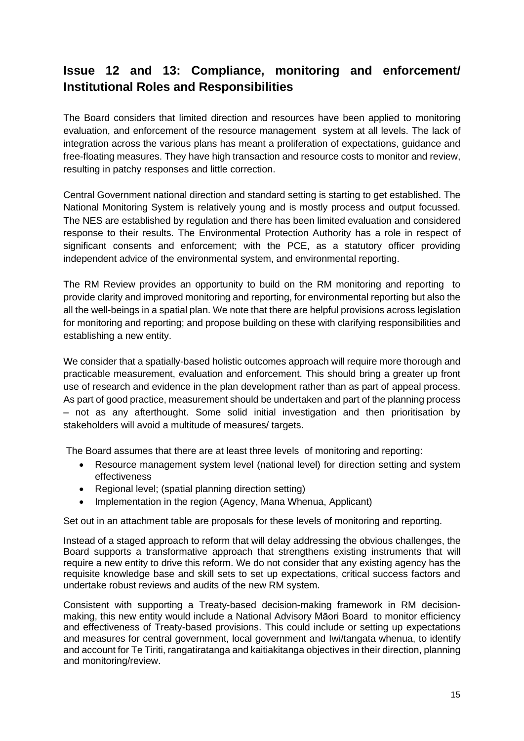## Issue 12 and 13: Compliance, monitoring and enforcement/ Institutional Roles and Responsibilities

The Board considers that limited direction and resources have been applied to monitoring evaluation, and enforcement of the resource management system at all levels. The lack of integration across the various plans has meant a proliferation of expectations, guidance and free-floating measures. They have high transaction and resource costs to monitor and review, resulting in patchy responses and little correction.

Central Government national direction and standard setting is starting to get established. The National Monitoring System is relatively young and is mostly process and output focussed. The NES are established by regulation and there has been limited evaluation and considered response to their results. The Environmental Protection Authority has a role in respect of significant consents and enforcement; with the PCE, as a statutory officer providing independent advice of the environmental system, and environmental reporting.

The RM Review provides an opportunity to build on the RM monitoring and reporting to provide clarity and improved monitoring and reporting, for environmental reporting but also the all the well-beings in a spatial plan. We note that there are helpful provisions across legislation for monitoring and reporting; and propose building on these with clarifying responsibilities and establishing a new entity.

We consider that a spatially-based holistic outcomes approach will require more thorough and practicable measurement, evaluation and enforcement. This should bring a greater up front use of research and evidence in the plan development rather than as part of appeal process. As part of good practice, measurement should be undertaken and part of the planning process – not as any afterthought. Some solid initial investigation and then prioritisation by stakeholders will avoid a multitude of measures/ targets.

The Board assumes that there are at least three levels of monitoring and reporting:

- Resource management system level (national level) for direction setting and system effectiveness
- Regional level; (spatial planning direction setting)
- Implementation in the region (Agency, Mana Whenua, Applicant)

Set out in an attachment table are proposals for these levels of monitoring and reporting.

Instead of a staged approach to reform that will delay addressing the obvious challenges, the Board supports a transformative approach that strengthens existing instruments that will require a new entity to drive this reform. We do not consider that any existing agency has the requisite knowledge base and skill sets to set up expectations, critical success factors and undertake robust reviews and audits of the new RM system.

Consistent with supporting a Treaty-based decision-making framework in RM decision-making, this new entity would include a National Advisory Māori Board to monitor efficiency and effectiveness of Treaty-based provisions. This could include or setting up expectations and measures for central government, local government and Iwi/tangata whenua, to identify and account for Te Tiriti, rangatiratanga and kaitiakitanga objectives in their direction, planning and monitoring/review.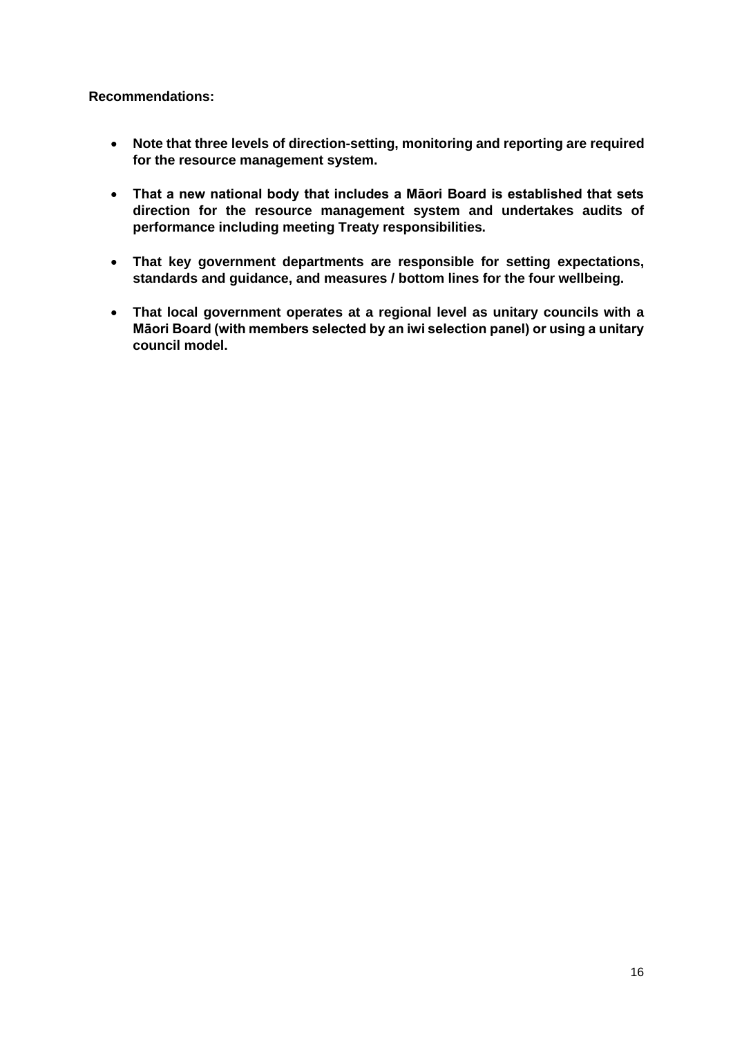**Recommendations:**

- **Note that three levels of direction-setting, monitoring and reporting are required for the resource management system.**

- **That a new national body that includes a Māori Board is established that sets direction for the resource management system and undertakes audits of performance including meeting Treaty responsibilities.**

- **That key government departments are responsible for setting expectations, standards and guidance, and measures / bottom lines for the four wellbeing.**

- **That local government operates at a regional level as unitary councils with a Māori Board (with members selected by an iwi selection panel) or using a unitary council model.**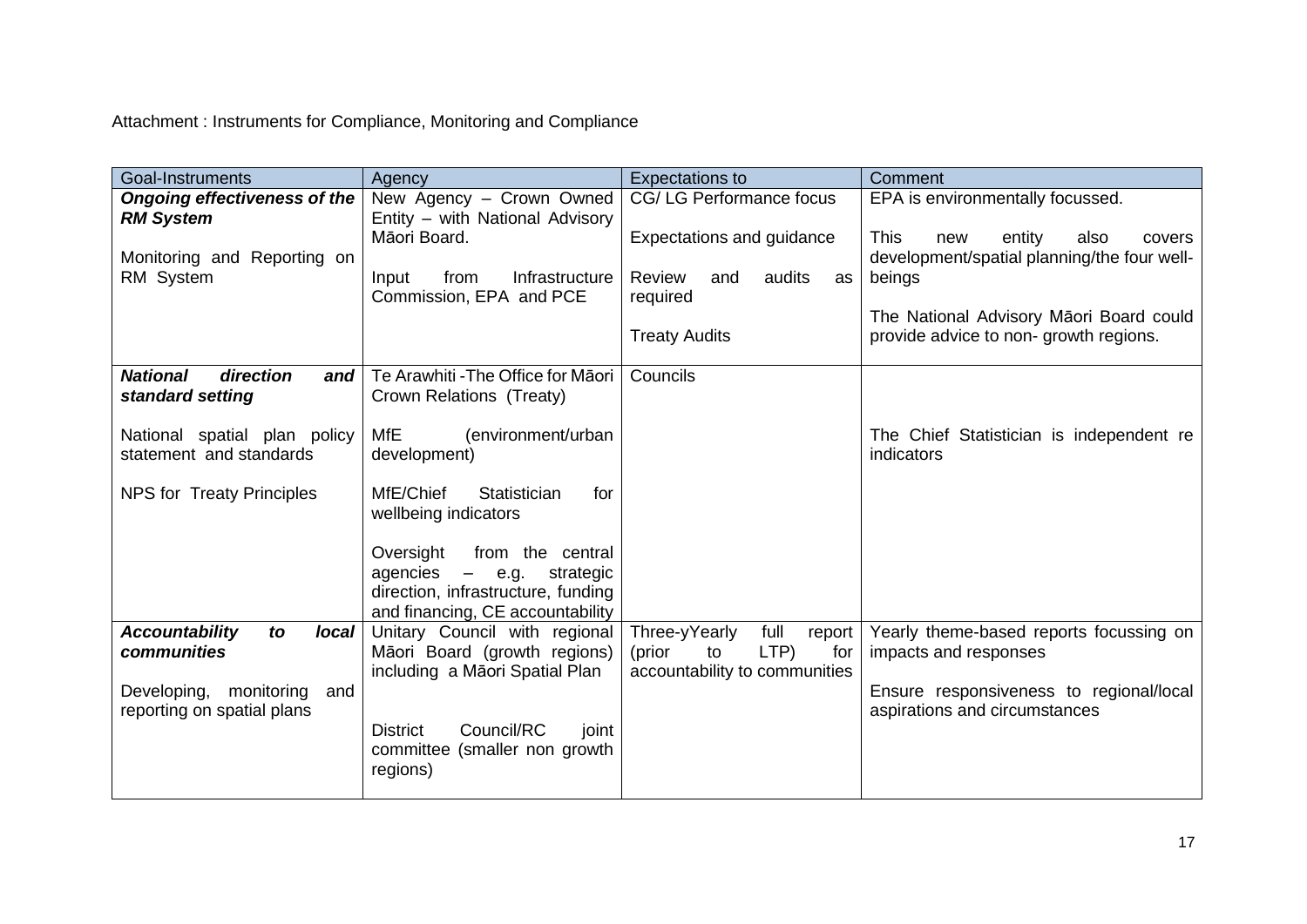Attachment : Instruments for Compliance, Monitoring and Compliance

| Goal-Instruments | Agency | Expectations to | Comment |
|---|---|---|---|
| ***Ongoing effectiveness of the RM System***<br><br>Monitoring and Reporting on RM System | New Agency – Crown Owned Entity – with National Advisory Māori Board.<br><br>Input from Infrastructure Commission, EPA and PCE | CG/ LG Performance focus<br><br>Expectations and guidance<br><br>Review and audits as required<br><br>Treaty Audits | EPA is environmentally focussed.<br><br>This new entity also covers development/spatial planning/the four well-beings<br><br>The National Advisory Māori Board could provide advice to non- growth regions. |
| ***National direction and standard setting***<br><br>National spatial plan policy statement and standards<br><br>NPS for Treaty Principles | Te Arawhiti -The Office for Māori Crown Relations (Treaty)<br><br>MfE (environment/urban development)<br><br>MfE/Chief Statistician for wellbeing indicators<br><br>Oversight from the central agencies – e.g. strategic direction, infrastructure, funding and financing, CE accountability | Councils | The Chief Statistician is independent re indicators |
| ***Accountability to local communities***<br><br>Developing, monitoring and reporting on spatial plans | Unitary Council with regional Māori Board (growth regions) including a Māori Spatial Plan<br><br>District Council/RC joint committee (smaller non growth regions) | Three-yYearly full report (prior to LTP) for accountability to communities | Yearly theme-based reports focussing on impacts and responses<br><br>Ensure responsiveness to regional/local aspirations and circumstances |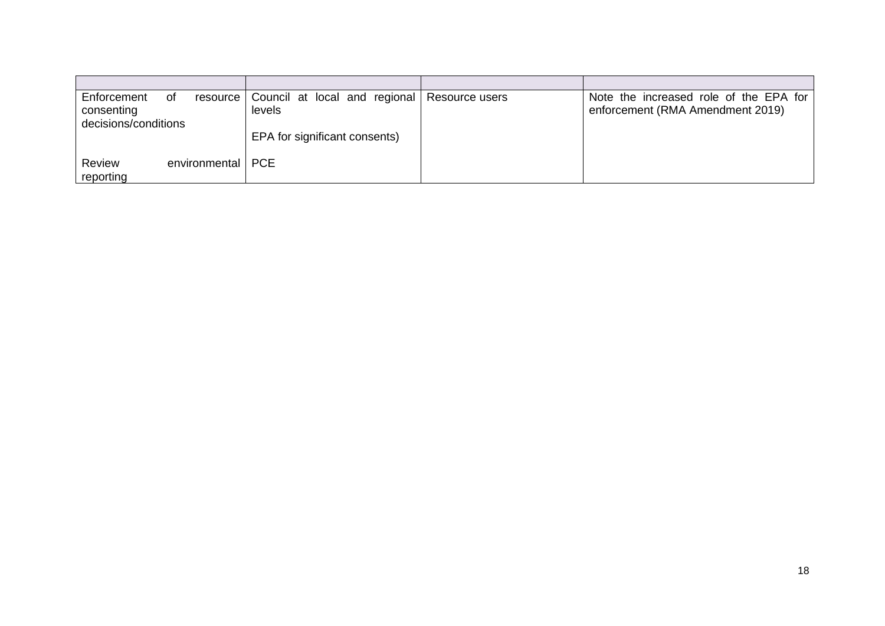| | | | |
|---|---|---|---|
| Enforcement of resource consenting decisions/conditions<br><br>Review environmental reporting | Council at local and regional levels<br><br>EPA for significant consents)<br><br>PCE | Resource users | Note the increased role of the EPA for enforcement (RMA Amendment 2019) |